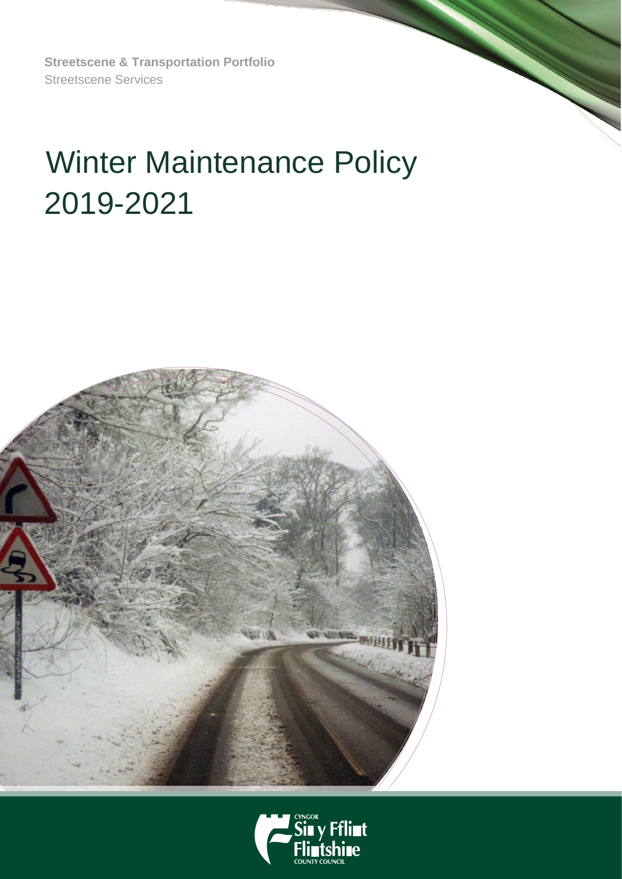**Streetscene & Transportation Portfolio**
Streetscene Services

# Winter Maintenance Policy 2019-2021

CYNGOR Sir y Fflint
Flintshire COUNTY COUNCIL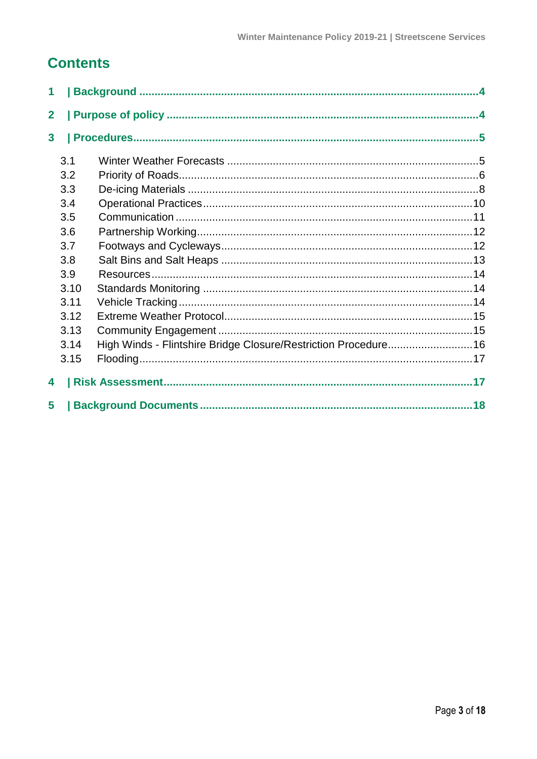# Contents

1 | Background ....................................................................................................4

2 | Purpose of policy ............................................................................................4

3 | Procedures.......................................................................................................5

- 3.1 Winter Weather Forecasts ..........................................................................5
- 3.2 Priority of Roads.........................................................................................6
- 3.3 De-icing Materials ......................................................................................8
- 3.4 Operational Practices ...............................................................................10
- 3.5 Communication .........................................................................................11
- 3.6 Partnership Working..................................................................................12
- 3.7 Footways and Cycleways..........................................................................12
- 3.8 Salt Bins and Salt Heaps ..........................................................................13
- 3.9 Resources.................................................................................................14
- 3.10 Standards Monitoring ..............................................................................14
- 3.11 Vehicle Tracking......................................................................................14
- 3.12 Extreme Weather Protocol.......................................................................15
- 3.13 Community Engagement .........................................................................15
- 3.14 High Winds - Flintshire Bridge Closure/Restriction Procedure..................16
- 3.15 Flooding...................................................................................................17

4 | Risk Assessment..........................................................................................17

5 | Background Documents ...............................................................................18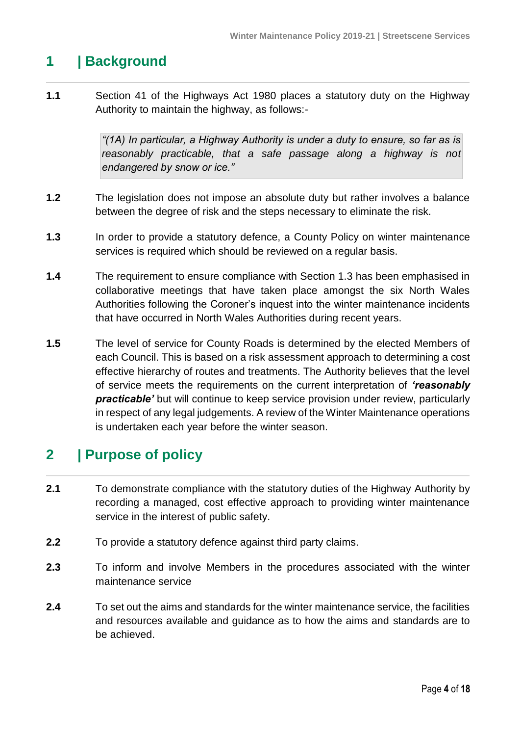## 1 | Background

**1.1** Section 41 of the Highways Act 1980 places a statutory duty on the Highway Authority to maintain the highway, as follows:-

> *"(1A) In particular, a Highway Authority is under a duty to ensure, so far as is reasonably practicable, that a safe passage along a highway is not endangered by snow or ice."*

**1.2** The legislation does not impose an absolute duty but rather involves a balance between the degree of risk and the steps necessary to eliminate the risk.

**1.3** In order to provide a statutory defence, a County Policy on winter maintenance services is required which should be reviewed on a regular basis.

**1.4** The requirement to ensure compliance with Section 1.3 has been emphasised in collaborative meetings that have taken place amongst the six North Wales Authorities following the Coroner's inquest into the winter maintenance incidents that have occurred in North Wales Authorities during recent years.

**1.5** The level of service for County Roads is determined by the elected Members of each Council. This is based on a risk assessment approach to determining a cost effective hierarchy of routes and treatments. The Authority believes that the level of service meets the requirements on the current interpretation of ***'reasonably practicable'*** but will continue to keep service provision under review, particularly in respect of any legal judgements. A review of the Winter Maintenance operations is undertaken each year before the winter season.

## 2 | Purpose of policy

**2.1** To demonstrate compliance with the statutory duties of the Highway Authority by recording a managed, cost effective approach to providing winter maintenance service in the interest of public safety.

**2.2** To provide a statutory defence against third party claims.

**2.3** To inform and involve Members in the procedures associated with the winter maintenance service

**2.4** To set out the aims and standards for the winter maintenance service, the facilities and resources available and guidance as to how the aims and standards are to be achieved.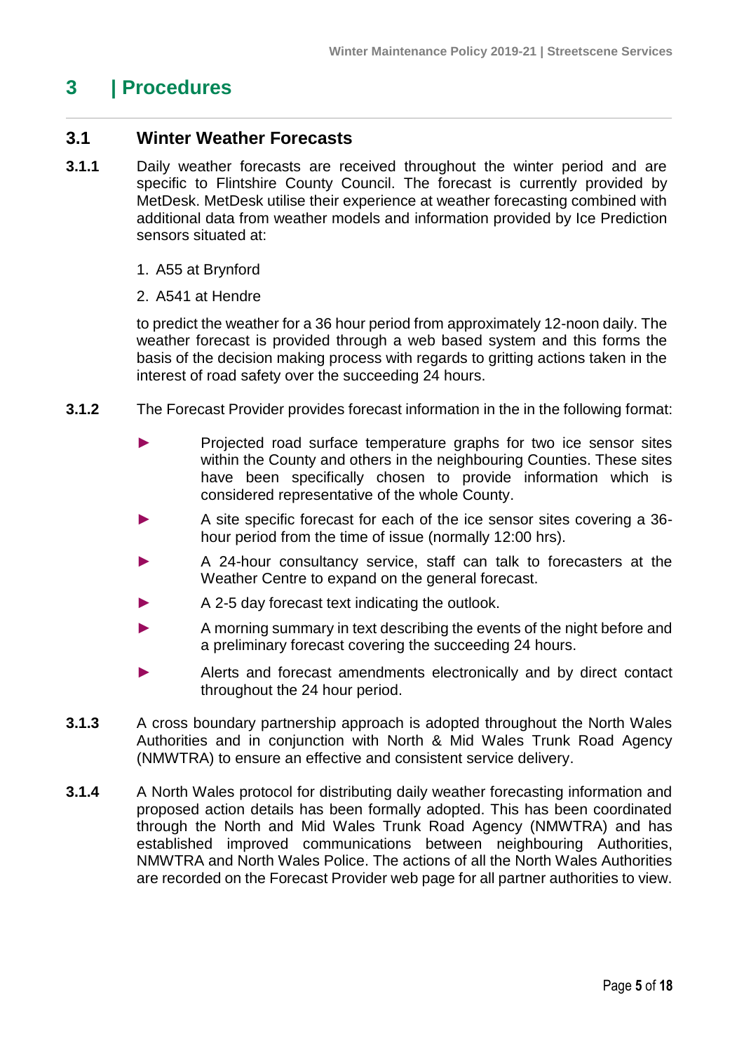# 3 | Procedures

## 3.1 Winter Weather Forecasts

**3.1.1** Daily weather forecasts are received throughout the winter period and are specific to Flintshire County Council. The forecast is currently provided by MetDesk. MetDesk utilise their experience at weather forecasting combined with additional data from weather models and information provided by Ice Prediction sensors situated at:

1. A55 at Brynford
2. A541 at Hendre

to predict the weather for a 36 hour period from approximately 12-noon daily. The weather forecast is provided through a web based system and this forms the basis of the decision making process with regards to gritting actions taken in the interest of road safety over the succeeding 24 hours.

**3.1.2** The Forecast Provider provides forecast information in the in the following format:

- Projected road surface temperature graphs for two ice sensor sites within the County and others in the neighbouring Counties. These sites have been specifically chosen to provide information which is considered representative of the whole County.
- A site specific forecast for each of the ice sensor sites covering a 36-hour period from the time of issue (normally 12:00 hrs).
- A 24-hour consultancy service, staff can talk to forecasters at the Weather Centre to expand on the general forecast.
- A 2-5 day forecast text indicating the outlook.
- A morning summary in text describing the events of the night before and a preliminary forecast covering the succeeding 24 hours.
- Alerts and forecast amendments electronically and by direct contact throughout the 24 hour period.

**3.1.3** A cross boundary partnership approach is adopted throughout the North Wales Authorities and in conjunction with North & Mid Wales Trunk Road Agency (NMWTRA) to ensure an effective and consistent service delivery.

**3.1.4** A North Wales protocol for distributing daily weather forecasting information and proposed action details has been formally adopted. This has been coordinated through the North and Mid Wales Trunk Road Agency (NMWTRA) and has established improved communications between neighbouring Authorities, NMWTRA and North Wales Police. The actions of all the North Wales Authorities are recorded on the Forecast Provider web page for all partner authorities to view.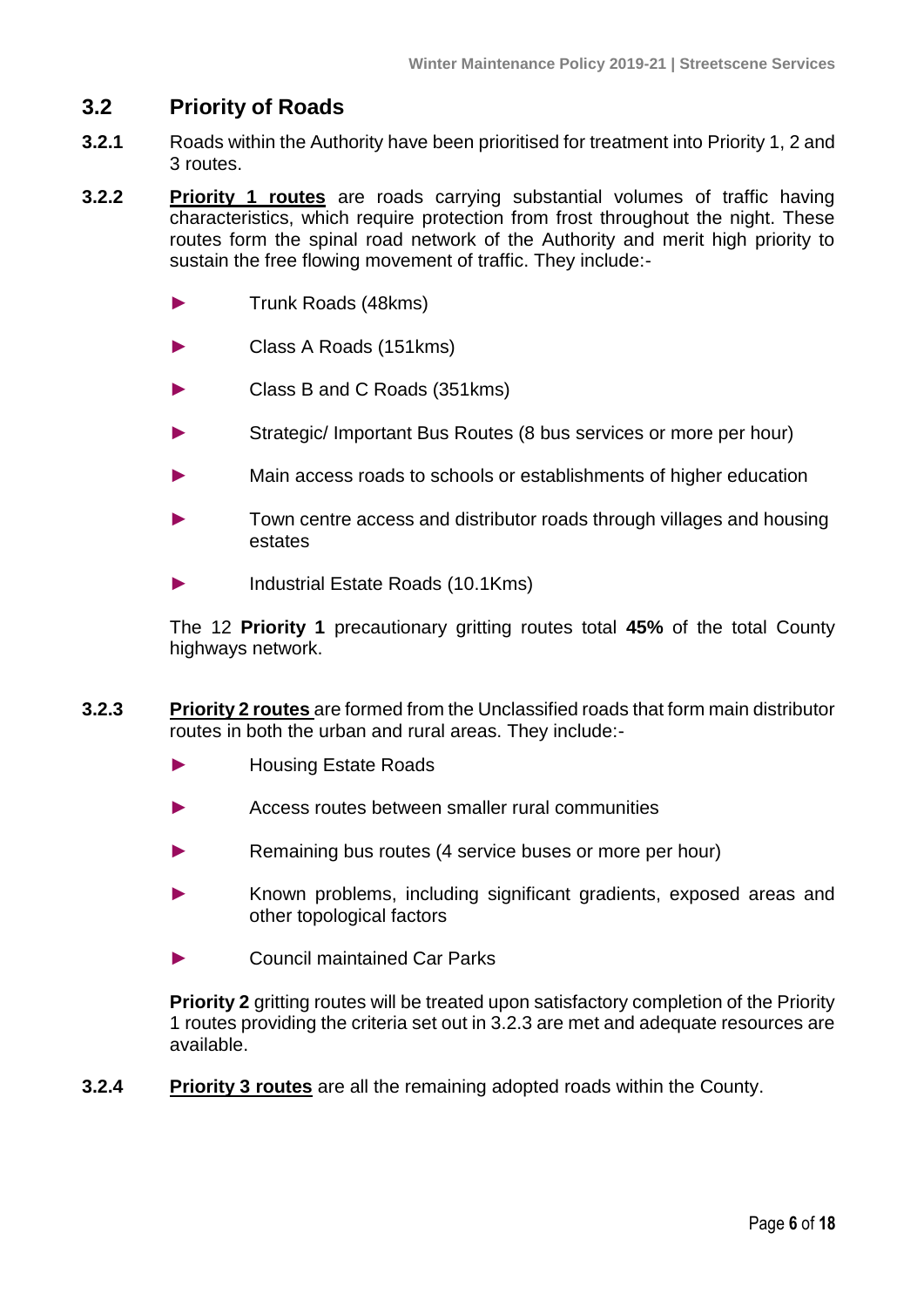## 3.2 Priority of Roads

**3.2.1** Roads within the Authority have been prioritised for treatment into Priority 1, 2 and 3 routes.

**3.2.2** **Priority 1 routes** are roads carrying substantial volumes of traffic having characteristics, which require protection from frost throughout the night. These routes form the spinal road network of the Authority and merit high priority to sustain the free flowing movement of traffic. They include:-

- Trunk Roads (48kms)
- Class A Roads (151kms)
- Class B and C Roads (351kms)
- Strategic/ Important Bus Routes (8 bus services or more per hour)
- Main access roads to schools or establishments of higher education
- Town centre access and distributor roads through villages and housing estates
- Industrial Estate Roads (10.1Kms)

The 12 **Priority 1** precautionary gritting routes total **45%** of the total County highways network.

**3.2.3** **Priority 2 routes** are formed from the Unclassified roads that form main distributor routes in both the urban and rural areas. They include:-

- Housing Estate Roads
- Access routes between smaller rural communities
- Remaining bus routes (4 service buses or more per hour)
- Known problems, including significant gradients, exposed areas and other topological factors
- Council maintained Car Parks

**Priority 2** gritting routes will be treated upon satisfactory completion of the Priority 1 routes providing the criteria set out in 3.2.3 are met and adequate resources are available.

**3.2.4** **Priority 3 routes** are all the remaining adopted roads within the County.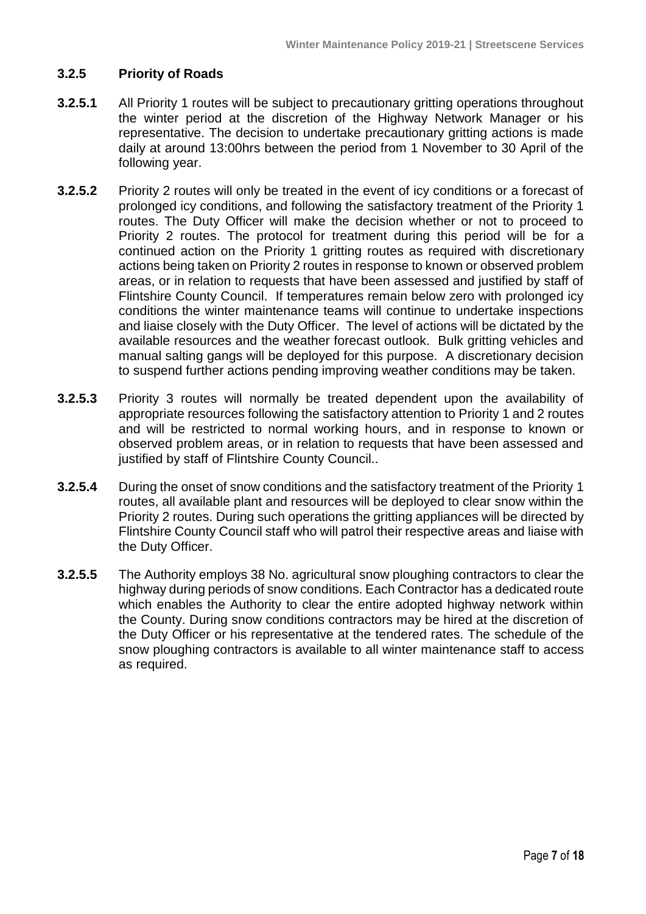### 3.2.5 Priority of Roads

**3.2.5.1** All Priority 1 routes will be subject to precautionary gritting operations throughout the winter period at the discretion of the Highway Network Manager or his representative. The decision to undertake precautionary gritting actions is made daily at around 13:00hrs between the period from 1 November to 30 April of the following year.

**3.2.5.2** Priority 2 routes will only be treated in the event of icy conditions or a forecast of prolonged icy conditions, and following the satisfactory treatment of the Priority 1 routes. The Duty Officer will make the decision whether or not to proceed to Priority 2 routes. The protocol for treatment during this period will be for a continued action on the Priority 1 gritting routes as required with discretionary actions being taken on Priority 2 routes in response to known or observed problem areas, or in relation to requests that have been assessed and justified by staff of Flintshire County Council. If temperatures remain below zero with prolonged icy conditions the winter maintenance teams will continue to undertake inspections and liaise closely with the Duty Officer. The level of actions will be dictated by the available resources and the weather forecast outlook. Bulk gritting vehicles and manual salting gangs will be deployed for this purpose. A discretionary decision to suspend further actions pending improving weather conditions may be taken.

**3.2.5.3** Priority 3 routes will normally be treated dependent upon the availability of appropriate resources following the satisfactory attention to Priority 1 and 2 routes and will be restricted to normal working hours, and in response to known or observed problem areas, or in relation to requests that have been assessed and justified by staff of Flintshire County Council..

**3.2.5.4** During the onset of snow conditions and the satisfactory treatment of the Priority 1 routes, all available plant and resources will be deployed to clear snow within the Priority 2 routes. During such operations the gritting appliances will be directed by Flintshire County Council staff who will patrol their respective areas and liaise with the Duty Officer.

**3.2.5.5** The Authority employs 38 No. agricultural snow ploughing contractors to clear the highway during periods of snow conditions. Each Contractor has a dedicated route which enables the Authority to clear the entire adopted highway network within the County. During snow conditions contractors may be hired at the discretion of the Duty Officer or his representative at the tendered rates. The schedule of the snow ploughing contractors is available to all winter maintenance staff to access as required.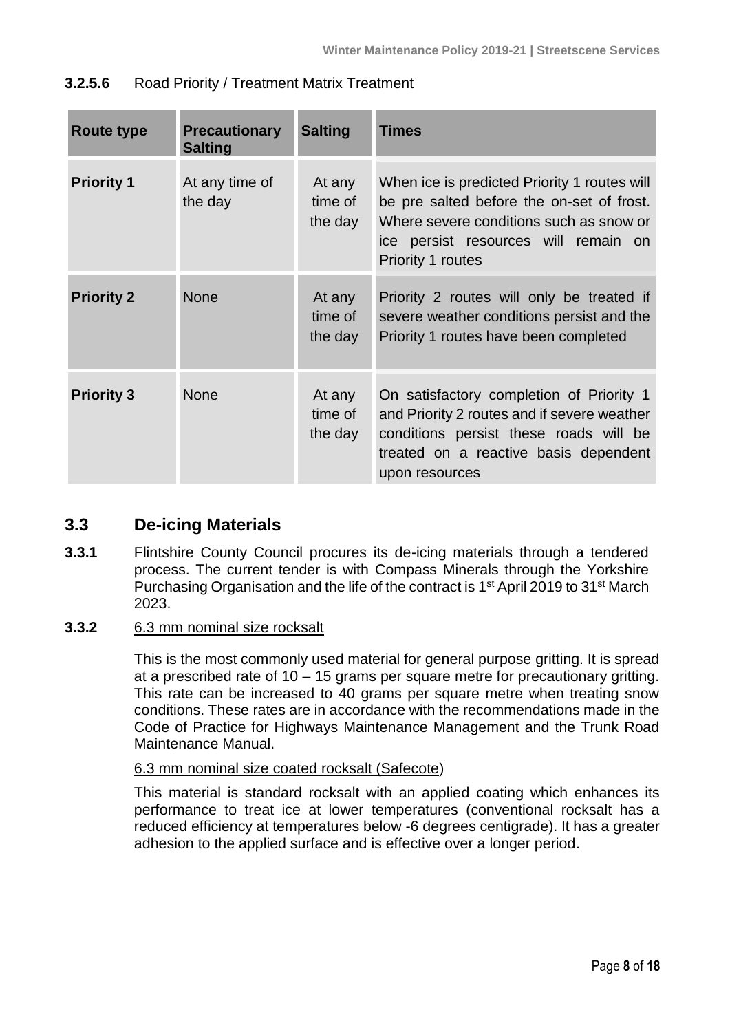**3.2.5.6** Road Priority / Treatment Matrix Treatment

| Route type | Precautionary Salting | Salting | Times |
| --- | --- | --- | --- |
| **Priority 1** | At any time of the day | At any time of the day | When ice is predicted Priority 1 routes will be pre salted before the on-set of frost. Where severe conditions such as snow or ice persist resources will remain on Priority 1 routes |
| **Priority 2** | None | At any time of the day | Priority 2 routes will only be treated if severe weather conditions persist and the Priority 1 routes have been completed |
| **Priority 3** | None | At any time of the day | On satisfactory completion of Priority 1 and Priority 2 routes and if severe weather conditions persist these roads will be treated on a reactive basis dependent upon resources |

## 3.3 De-icing Materials

**3.3.1** Flintshire County Council procures its de-icing materials through a tendered process. The current tender is with Compass Minerals through the Yorkshire Purchasing Organisation and the life of the contract is 1st April 2019 to 31st March 2023.

**3.3.2** 6.3 mm nominal size rocksalt

This is the most commonly used material for general purpose gritting. It is spread at a prescribed rate of 10 – 15 grams per square metre for precautionary gritting. This rate can be increased to 40 grams per square metre when treating snow conditions. These rates are in accordance with the recommendations made in the Code of Practice for Highways Maintenance Management and the Trunk Road Maintenance Manual.

6.3 mm nominal size coated rocksalt (Safecote)

This material is standard rocksalt with an applied coating which enhances its performance to treat ice at lower temperatures (conventional rocksalt has a reduced efficiency at temperatures below -6 degrees centigrade). It has a greater adhesion to the applied surface and is effective over a longer period.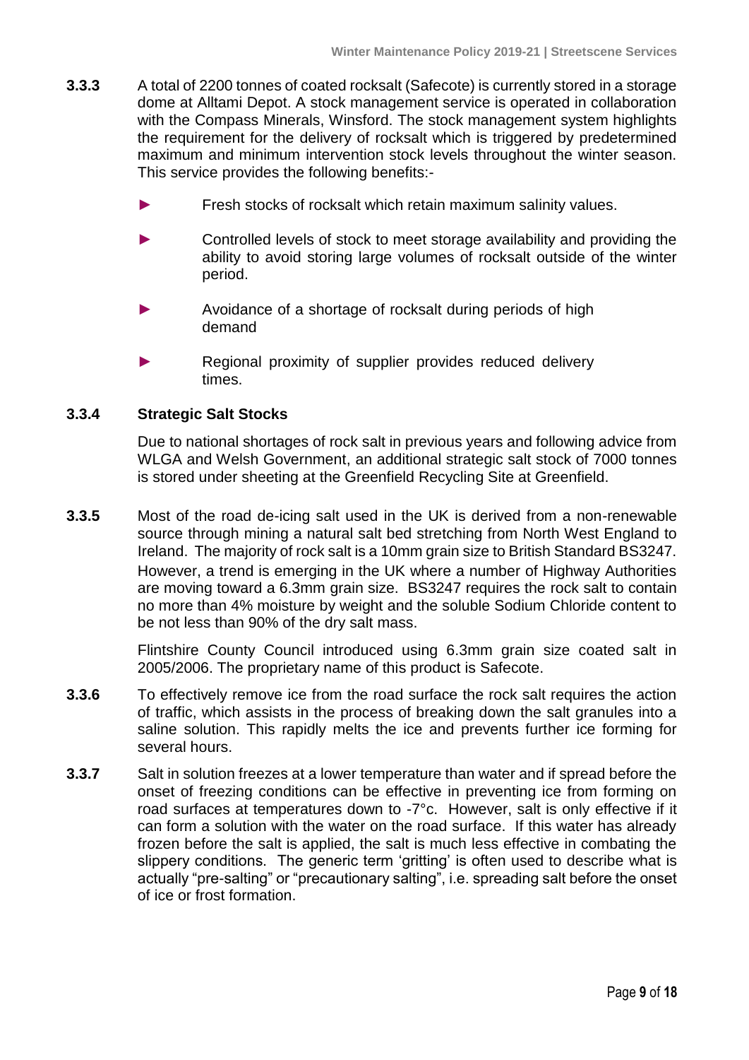**3.3.3** A total of 2200 tonnes of coated rocksalt (Safecote) is currently stored in a storage dome at Alltami Depot. A stock management service is operated in collaboration with the Compass Minerals, Winsford. The stock management system highlights the requirement for the delivery of rocksalt which is triggered by predetermined maximum and minimum intervention stock levels throughout the winter season. This service provides the following benefits:-

- Fresh stocks of rocksalt which retain maximum salinity values.
- Controlled levels of stock to meet storage availability and providing the ability to avoid storing large volumes of rocksalt outside of the winter period.
- Avoidance of a shortage of rocksalt during periods of high demand
- Regional proximity of supplier provides reduced delivery times.

### 3.3.4 Strategic Salt Stocks

Due to national shortages of rock salt in previous years and following advice from WLGA and Welsh Government, an additional strategic salt stock of 7000 tonnes is stored under sheeting at the Greenfield Recycling Site at Greenfield.

**3.3.5** Most of the road de-icing salt used in the UK is derived from a non-renewable source through mining a natural salt bed stretching from North West England to Ireland. The majority of rock salt is a 10mm grain size to British Standard BS3247. However, a trend is emerging in the UK where a number of Highway Authorities are moving toward a 6.3mm grain size. BS3247 requires the rock salt to contain no more than 4% moisture by weight and the soluble Sodium Chloride content to be not less than 90% of the dry salt mass.

Flintshire County Council introduced using 6.3mm grain size coated salt in 2005/2006. The proprietary name of this product is Safecote.

**3.3.6** To effectively remove ice from the road surface the rock salt requires the action of traffic, which assists in the process of breaking down the salt granules into a saline solution. This rapidly melts the ice and prevents further ice forming for several hours.

**3.3.7** Salt in solution freezes at a lower temperature than water and if spread before the onset of freezing conditions can be effective in preventing ice from forming on road surfaces at temperatures down to -7°c. However, salt is only effective if it can form a solution with the water on the road surface. If this water has already frozen before the salt is applied, the salt is much less effective in combating the slippery conditions. The generic term 'gritting' is often used to describe what is actually "pre-salting" or "precautionary salting", i.e. spreading salt before the onset of ice or frost formation.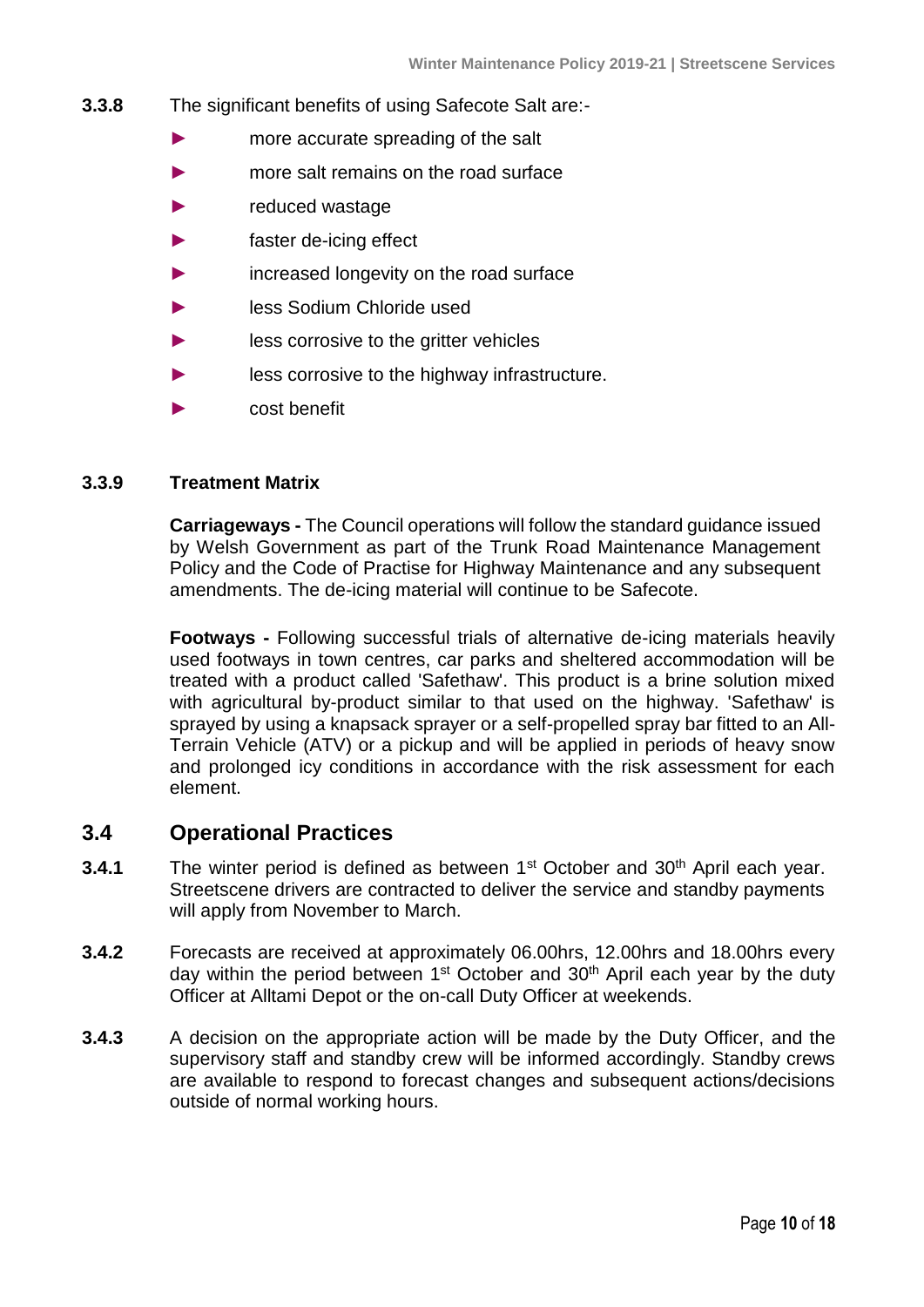**3.3.8** The significant benefits of using Safecote Salt are:-

- more accurate spreading of the salt
- more salt remains on the road surface
- reduced wastage
- faster de-icing effect
- increased longevity on the road surface
- less Sodium Chloride used
- less corrosive to the gritter vehicles
- less corrosive to the highway infrastructure.
- cost benefit

**3.3.9 Treatment Matrix**

**Carriageways -** The Council operations will follow the standard guidance issued by Welsh Government as part of the Trunk Road Maintenance Management Policy and the Code of Practise for Highway Maintenance and any subsequent amendments. The de-icing material will continue to be Safecote.

**Footways -** Following successful trials of alternative de-icing materials heavily used footways in town centres, car parks and sheltered accommodation will be treated with a product called 'Safethaw'. This product is a brine solution mixed with agricultural by-product similar to that used on the highway. 'Safethaw' is sprayed by using a knapsack sprayer or a self-propelled spray bar fitted to an All-Terrain Vehicle (ATV) or a pickup and will be applied in periods of heavy snow and prolonged icy conditions in accordance with the risk assessment for each element.

## 3.4 Operational Practices

**3.4.1** The winter period is defined as between 1st October and 30th April each year. Streetscene drivers are contracted to deliver the service and standby payments will apply from November to March.

**3.4.2** Forecasts are received at approximately 06.00hrs, 12.00hrs and 18.00hrs every day within the period between 1st October and 30th April each year by the duty Officer at Alltami Depot or the on-call Duty Officer at weekends.

**3.4.3** A decision on the appropriate action will be made by the Duty Officer, and the supervisory staff and standby crew will be informed accordingly. Standby crews are available to respond to forecast changes and subsequent actions/decisions outside of normal working hours.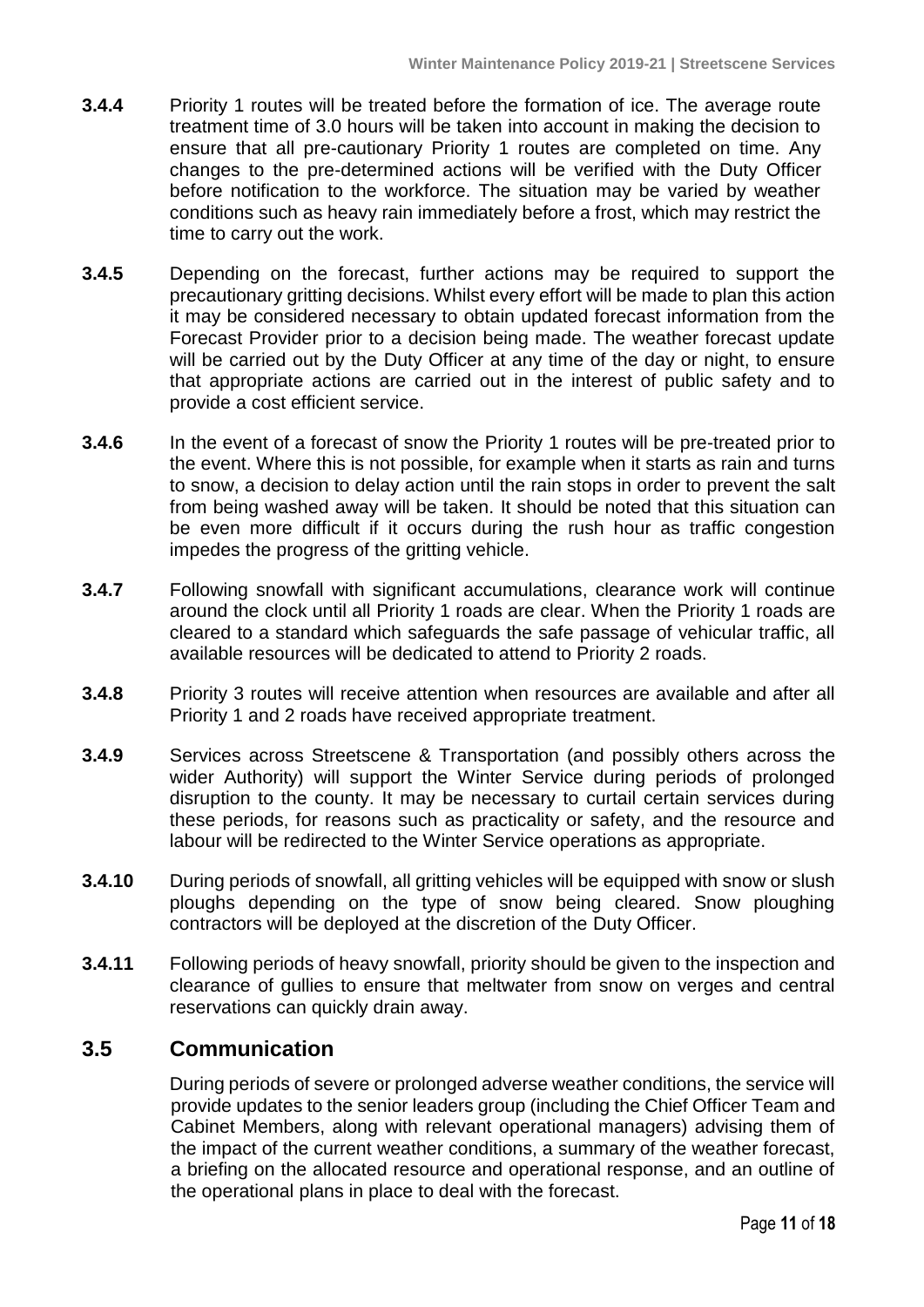**3.4.4** Priority 1 routes will be treated before the formation of ice. The average route treatment time of 3.0 hours will be taken into account in making the decision to ensure that all pre-cautionary Priority 1 routes are completed on time. Any changes to the pre-determined actions will be verified with the Duty Officer before notification to the workforce. The situation may be varied by weather conditions such as heavy rain immediately before a frost, which may restrict the time to carry out the work.

**3.4.5** Depending on the forecast, further actions may be required to support the precautionary gritting decisions. Whilst every effort will be made to plan this action it may be considered necessary to obtain updated forecast information from the Forecast Provider prior to a decision being made. The weather forecast update will be carried out by the Duty Officer at any time of the day or night, to ensure that appropriate actions are carried out in the interest of public safety and to provide a cost efficient service.

**3.4.6** In the event of a forecast of snow the Priority 1 routes will be pre-treated prior to the event. Where this is not possible, for example when it starts as rain and turns to snow, a decision to delay action until the rain stops in order to prevent the salt from being washed away will be taken. It should be noted that this situation can be even more difficult if it occurs during the rush hour as traffic congestion impedes the progress of the gritting vehicle.

**3.4.7** Following snowfall with significant accumulations, clearance work will continue around the clock until all Priority 1 roads are clear. When the Priority 1 roads are cleared to a standard which safeguards the safe passage of vehicular traffic, all available resources will be dedicated to attend to Priority 2 roads.

**3.4.8** Priority 3 routes will receive attention when resources are available and after all Priority 1 and 2 roads have received appropriate treatment.

**3.4.9** Services across Streetscene & Transportation (and possibly others across the wider Authority) will support the Winter Service during periods of prolonged disruption to the county. It may be necessary to curtail certain services during these periods, for reasons such as practicality or safety, and the resource and labour will be redirected to the Winter Service operations as appropriate.

**3.4.10** During periods of snowfall, all gritting vehicles will be equipped with snow or slush ploughs depending on the type of snow being cleared. Snow ploughing contractors will be deployed at the discretion of the Duty Officer.

**3.4.11** Following periods of heavy snowfall, priority should be given to the inspection and clearance of gullies to ensure that meltwater from snow on verges and central reservations can quickly drain away.

## 3.5 Communication

During periods of severe or prolonged adverse weather conditions, the service will provide updates to the senior leaders group (including the Chief Officer Team and Cabinet Members, along with relevant operational managers) advising them of the impact of the current weather conditions, a summary of the weather forecast, a briefing on the allocated resource and operational response, and an outline of the operational plans in place to deal with the forecast.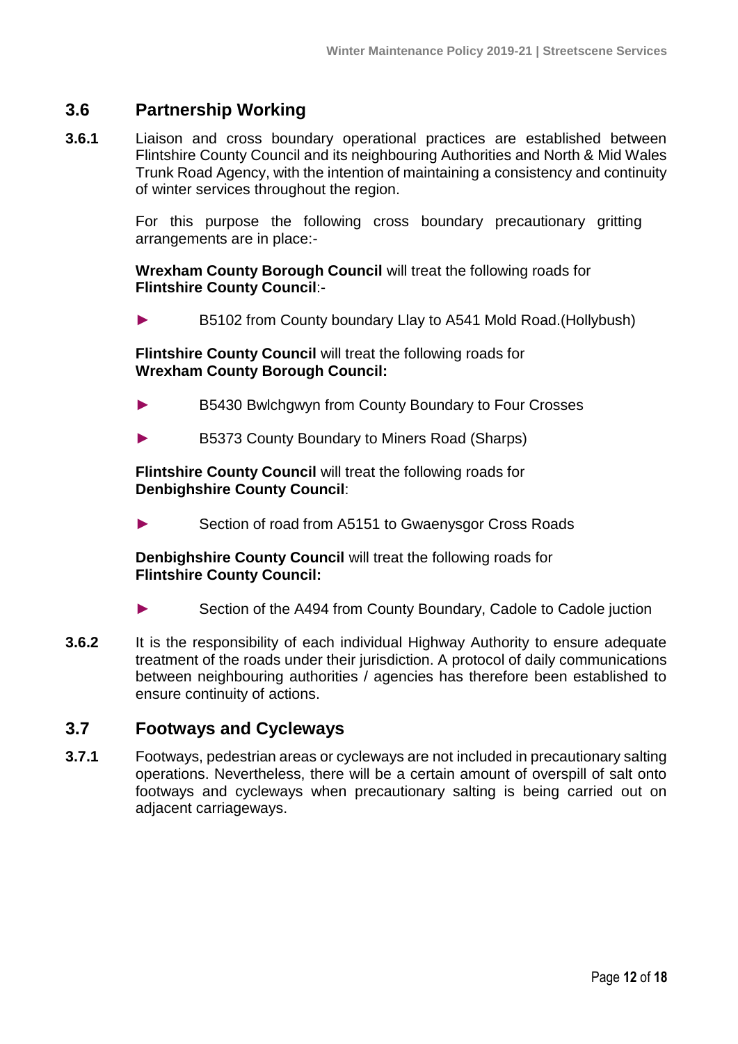## 3.6 Partnership Working

**3.6.1** Liaison and cross boundary operational practices are established between Flintshire County Council and its neighbouring Authorities and North & Mid Wales Trunk Road Agency, with the intention of maintaining a consistency and continuity of winter services throughout the region.

For this purpose the following cross boundary precautionary gritting arrangements are in place:-

**Wrexham County Borough Council** will treat the following roads for **Flintshire County Council**:-

- B5102 from County boundary Llay to A541 Mold Road.(Hollybush)

**Flintshire County Council** will treat the following roads for **Wrexham County Borough Council:**

- B5430 Bwlchgwyn from County Boundary to Four Crosses
- B5373 County Boundary to Miners Road (Sharps)

**Flintshire County Council** will treat the following roads for **Denbighshire County Council**:

- Section of road from A5151 to Gwaenysgor Cross Roads

**Denbighshire County Council** will treat the following roads for **Flintshire County Council:**

- Section of the A494 from County Boundary, Cadole to Cadole juction

**3.6.2** It is the responsibility of each individual Highway Authority to ensure adequate treatment of the roads under their jurisdiction. A protocol of daily communications between neighbouring authorities / agencies has therefore been established to ensure continuity of actions.

## 3.7 Footways and Cycleways

**3.7.1** Footways, pedestrian areas or cycleways are not included in precautionary salting operations. Nevertheless, there will be a certain amount of overspill of salt onto footways and cycleways when precautionary salting is being carried out on adjacent carriageways.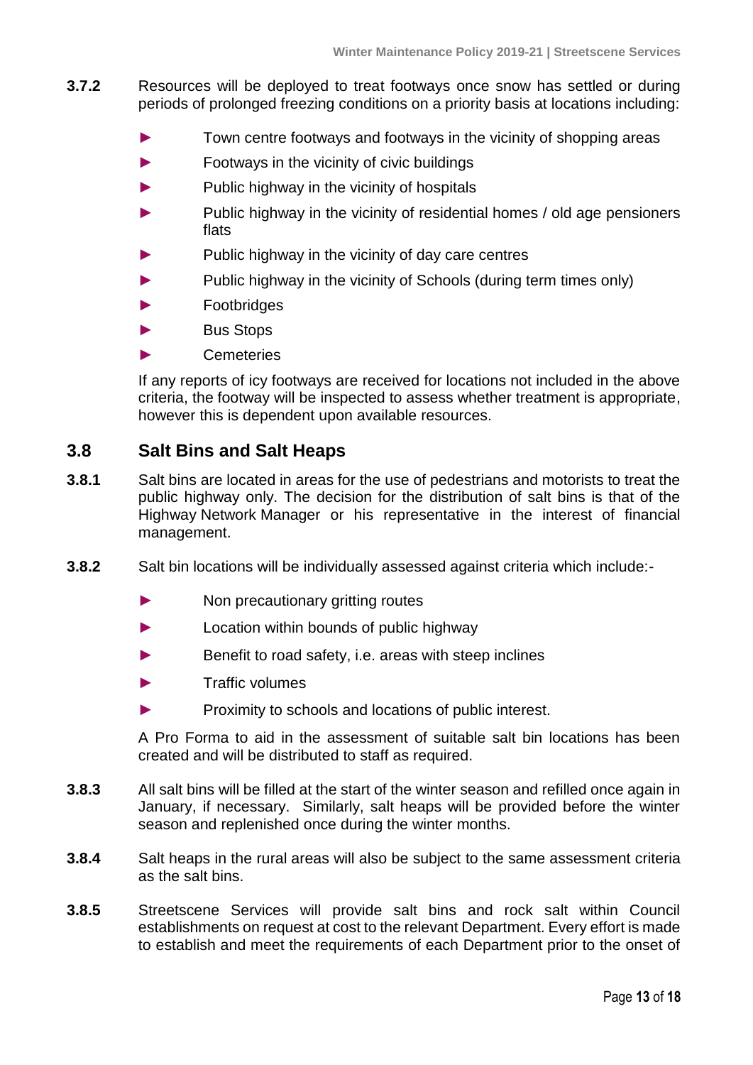**3.7.2** Resources will be deployed to treat footways once snow has settled or during periods of prolonged freezing conditions on a priority basis at locations including:

- Town centre footways and footways in the vicinity of shopping areas
- Footways in the vicinity of civic buildings
- Public highway in the vicinity of hospitals
- Public highway in the vicinity of residential homes / old age pensioners flats
- Public highway in the vicinity of day care centres
- Public highway in the vicinity of Schools (during term times only)
- Footbridges
- Bus Stops
- Cemeteries

If any reports of icy footways are received for locations not included in the above criteria, the footway will be inspected to assess whether treatment is appropriate, however this is dependent upon available resources.

## 3.8 Salt Bins and Salt Heaps

**3.8.1** Salt bins are located in areas for the use of pedestrians and motorists to treat the public highway only. The decision for the distribution of salt bins is that of the Highway Network Manager or his representative in the interest of financial management.

**3.8.2** Salt bin locations will be individually assessed against criteria which include:-

- Non precautionary gritting routes
- Location within bounds of public highway
- Benefit to road safety, i.e. areas with steep inclines
- Traffic volumes
- Proximity to schools and locations of public interest.

A Pro Forma to aid in the assessment of suitable salt bin locations has been created and will be distributed to staff as required.

**3.8.3** All salt bins will be filled at the start of the winter season and refilled once again in January, if necessary. Similarly, salt heaps will be provided before the winter season and replenished once during the winter months.

**3.8.4** Salt heaps in the rural areas will also be subject to the same assessment criteria as the salt bins.

**3.8.5** Streetscene Services will provide salt bins and rock salt within Council establishments on request at cost to the relevant Department. Every effort is made to establish and meet the requirements of each Department prior to the onset of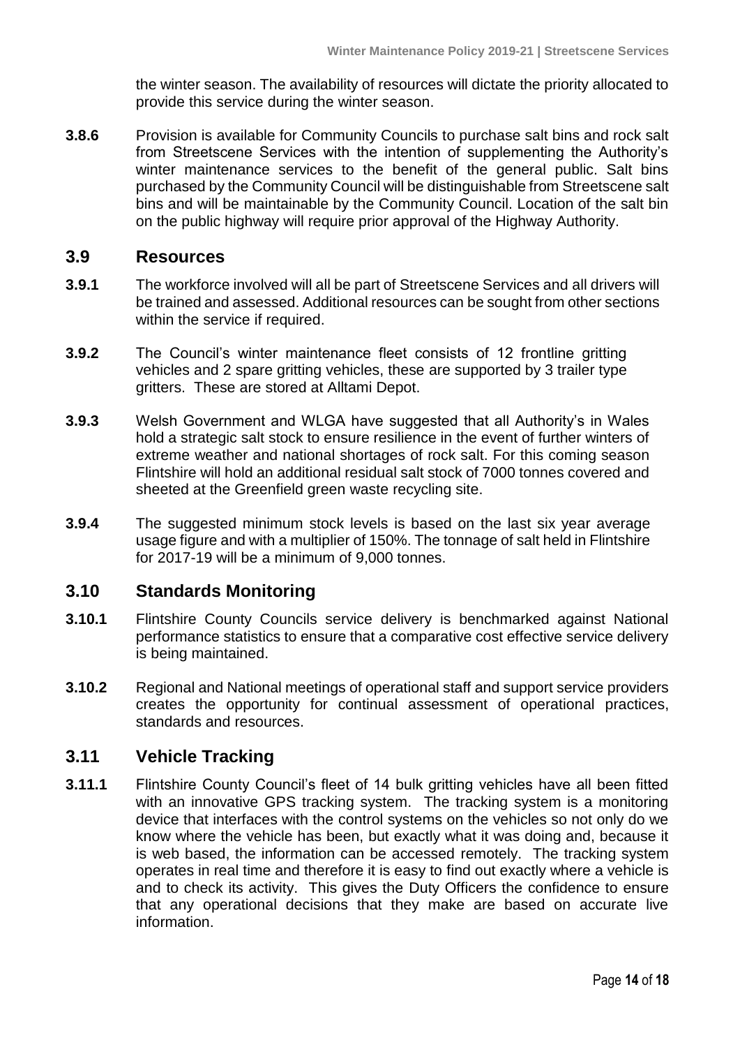the winter season. The availability of resources will dictate the priority allocated to provide this service during the winter season.

**3.8.6** Provision is available for Community Councils to purchase salt bins and rock salt from Streetscene Services with the intention of supplementing the Authority's winter maintenance services to the benefit of the general public. Salt bins purchased by the Community Council will be distinguishable from Streetscene salt bins and will be maintainable by the Community Council. Location of the salt bin on the public highway will require prior approval of the Highway Authority.

## 3.9 Resources

**3.9.1** The workforce involved will all be part of Streetscene Services and all drivers will be trained and assessed. Additional resources can be sought from other sections within the service if required.

**3.9.2** The Council's winter maintenance fleet consists of 12 frontline gritting vehicles and 2 spare gritting vehicles, these are supported by 3 trailer type gritters. These are stored at Alltami Depot.

**3.9.3** Welsh Government and WLGA have suggested that all Authority's in Wales hold a strategic salt stock to ensure resilience in the event of further winters of extreme weather and national shortages of rock salt. For this coming season Flintshire will hold an additional residual salt stock of 7000 tonnes covered and sheeted at the Greenfield green waste recycling site.

**3.9.4** The suggested minimum stock levels is based on the last six year average usage figure and with a multiplier of 150%. The tonnage of salt held in Flintshire for 2017-19 will be a minimum of 9,000 tonnes.

## 3.10 Standards Monitoring

**3.10.1** Flintshire County Councils service delivery is benchmarked against National performance statistics to ensure that a comparative cost effective service delivery is being maintained.

**3.10.2** Regional and National meetings of operational staff and support service providers creates the opportunity for continual assessment of operational practices, standards and resources.

## 3.11 Vehicle Tracking

**3.11.1** Flintshire County Council's fleet of 14 bulk gritting vehicles have all been fitted with an innovative GPS tracking system. The tracking system is a monitoring device that interfaces with the control systems on the vehicles so not only do we know where the vehicle has been, but exactly what it was doing and, because it is web based, the information can be accessed remotely. The tracking system operates in real time and therefore it is easy to find out exactly where a vehicle is and to check its activity. This gives the Duty Officers the confidence to ensure that any operational decisions that they make are based on accurate live information.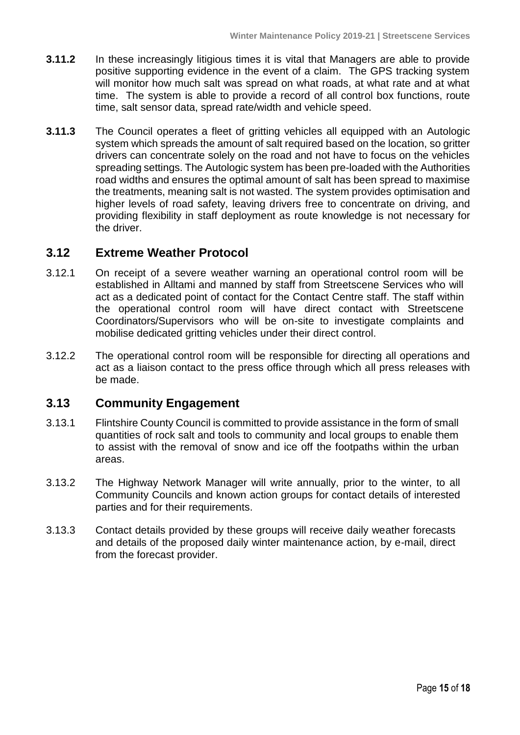**3.11.2** In these increasingly litigious times it is vital that Managers are able to provide positive supporting evidence in the event of a claim. The GPS tracking system will monitor how much salt was spread on what roads, at what rate and at what time. The system is able to provide a record of all control box functions, route time, salt sensor data, spread rate/width and vehicle speed.

**3.11.3** The Council operates a fleet of gritting vehicles all equipped with an Autologic system which spreads the amount of salt required based on the location, so gritter drivers can concentrate solely on the road and not have to focus on the vehicles spreading settings. The Autologic system has been pre-loaded with the Authorities road widths and ensures the optimal amount of salt has been spread to maximise the treatments, meaning salt is not wasted. The system provides optimisation and higher levels of road safety, leaving drivers free to concentrate on driving, and providing flexibility in staff deployment as route knowledge is not necessary for the driver.

## 3.12 Extreme Weather Protocol

3.12.1 On receipt of a severe weather warning an operational control room will be established in Alltami and manned by staff from Streetscene Services who will act as a dedicated point of contact for the Contact Centre staff. The staff within the operational control room will have direct contact with Streetscene Coordinators/Supervisors who will be on-site to investigate complaints and mobilise dedicated gritting vehicles under their direct control.

3.12.2 The operational control room will be responsible for directing all operations and act as a liaison contact to the press office through which all press releases with be made.

## 3.13 Community Engagement

3.13.1 Flintshire County Council is committed to provide assistance in the form of small quantities of rock salt and tools to community and local groups to enable them to assist with the removal of snow and ice off the footpaths within the urban areas.

3.13.2 The Highway Network Manager will write annually, prior to the winter, to all Community Councils and known action groups for contact details of interested parties and for their requirements.

3.13.3 Contact details provided by these groups will receive daily weather forecasts and details of the proposed daily winter maintenance action, by e-mail, direct from the forecast provider.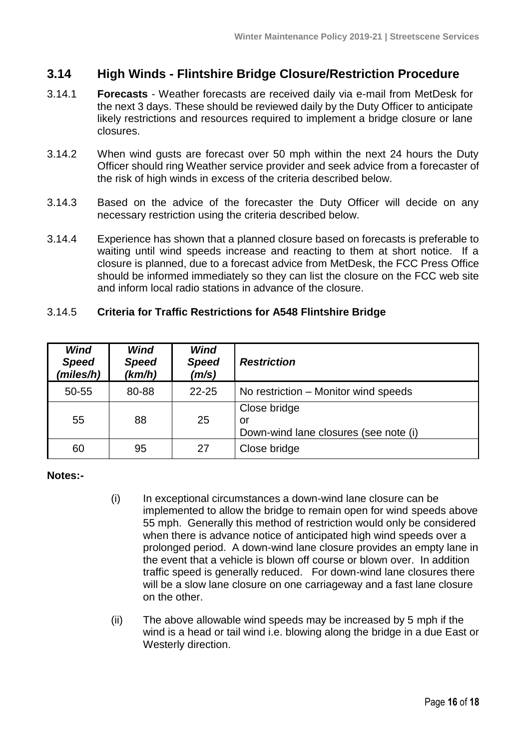## 3.14 High Winds - Flintshire Bridge Closure/Restriction Procedure

3.14.1 **Forecasts** - Weather forecasts are received daily via e-mail from MetDesk for the next 3 days. These should be reviewed daily by the Duty Officer to anticipate likely restrictions and resources required to implement a bridge closure or lane closures.

3.14.2 When wind gusts are forecast over 50 mph within the next 24 hours the Duty Officer should ring Weather service provider and seek advice from a forecaster of the risk of high winds in excess of the criteria described below.

3.14.3 Based on the advice of the forecaster the Duty Officer will decide on any necessary restriction using the criteria described below.

3.14.4 Experience has shown that a planned closure based on forecasts is preferable to waiting until wind speeds increase and reacting to them at short notice. If a closure is planned, due to a forecast advice from MetDesk, the FCC Press Office should be informed immediately so they can list the closure on the FCC web site and inform local radio stations in advance of the closure.

3.14.5 **Criteria for Traffic Restrictions for A548 Flintshire Bridge**

| ***Wind Speed (miles/h)*** | ***Wind Speed (km/h)*** | ***Wind Speed (m/s)*** | ***Restriction*** |
|---|---|---|---|
| 50-55 | 80-88 | 22-25 | No restriction – Monitor wind speeds |
| 55 | 88 | 25 | Close bridge<br>or<br>Down-wind lane closures (see note (i) |
| 60 | 95 | 27 | Close bridge |

**Notes:-**

(i) In exceptional circumstances a down-wind lane closure can be implemented to allow the bridge to remain open for wind speeds above 55 mph. Generally this method of restriction would only be considered when there is advance notice of anticipated high wind speeds over a prolonged period. A down-wind lane closure provides an empty lane in the event that a vehicle is blown off course or blown over. In addition traffic speed is generally reduced. For down-wind lane closures there will be a slow lane closure on one carriageway and a fast lane closure on the other.

(ii) The above allowable wind speeds may be increased by 5 mph if the wind is a head or tail wind i.e. blowing along the bridge in a due East or Westerly direction.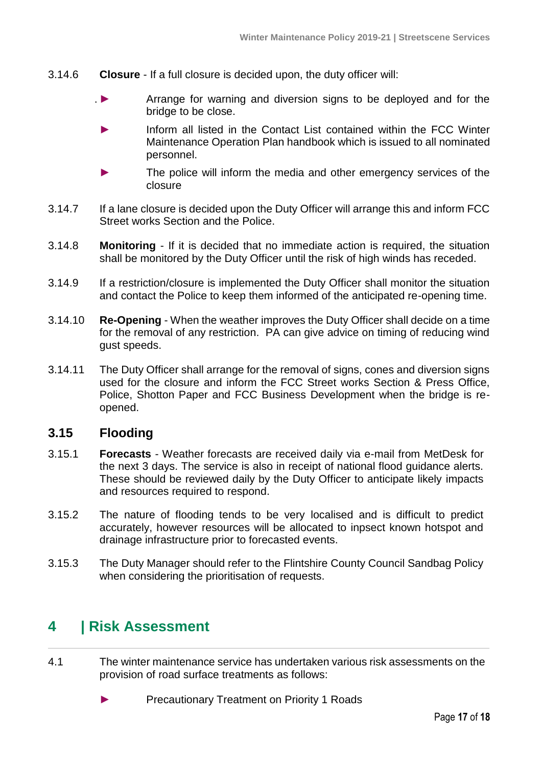3.14.6 **Closure** - If a full closure is decided upon, the duty officer will:

- Arrange for warning and diversion signs to be deployed and for the bridge to be close.
- Inform all listed in the Contact List contained within the FCC Winter Maintenance Operation Plan handbook which is issued to all nominated personnel.
- The police will inform the media and other emergency services of the closure

3.14.7 If a lane closure is decided upon the Duty Officer will arrange this and inform FCC Street works Section and the Police.

3.14.8 **Monitoring** - If it is decided that no immediate action is required, the situation shall be monitored by the Duty Officer until the risk of high winds has receded.

3.14.9 If a restriction/closure is implemented the Duty Officer shall monitor the situation and contact the Police to keep them informed of the anticipated re-opening time.

3.14.10 **Re-Opening** - When the weather improves the Duty Officer shall decide on a time for the removal of any restriction. PA can give advice on timing of reducing wind gust speeds.

3.14.11 The Duty Officer shall arrange for the removal of signs, cones and diversion signs used for the closure and inform the FCC Street works Section & Press Office, Police, Shotton Paper and FCC Business Development when the bridge is re-opened.

### 3.15 Flooding

3.15.1 **Forecasts** - Weather forecasts are received daily via e-mail from MetDesk for the next 3 days. The service is also in receipt of national flood guidance alerts. These should be reviewed daily by the Duty Officer to anticipate likely impacts and resources required to respond.

3.15.2 The nature of flooding tends to be very localised and is difficult to predict accurately, however resources will be allocated to inpsect known hotspot and drainage infrastructure prior to forecasted events.

3.15.3 The Duty Manager should refer to the Flintshire County Council Sandbag Policy when considering the prioritisation of requests.

## 4 | Risk Assessment

4.1 The winter maintenance service has undertaken various risk assessments on the provision of road surface treatments as follows:

- Precautionary Treatment on Priority 1 Roads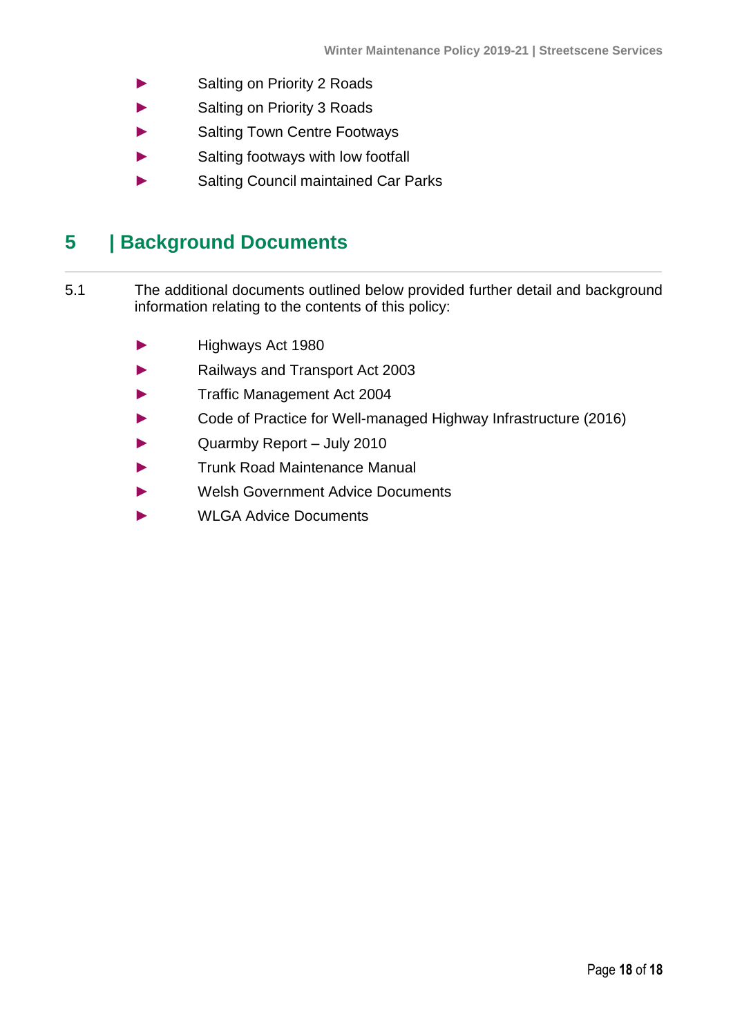- Salting on Priority 2 Roads
- Salting on Priority 3 Roads
- Salting Town Centre Footways
- Salting footways with low footfall
- Salting Council maintained Car Parks

## 5 | Background Documents

5.1 The additional documents outlined below provided further detail and background information relating to the contents of this policy:

- Highways Act 1980
- Railways and Transport Act 2003
- Traffic Management Act 2004
- Code of Practice for Well-managed Highway Infrastructure (2016)
- Quarmby Report – July 2010
- Trunk Road Maintenance Manual
- Welsh Government Advice Documents
- WLGA Advice Documents